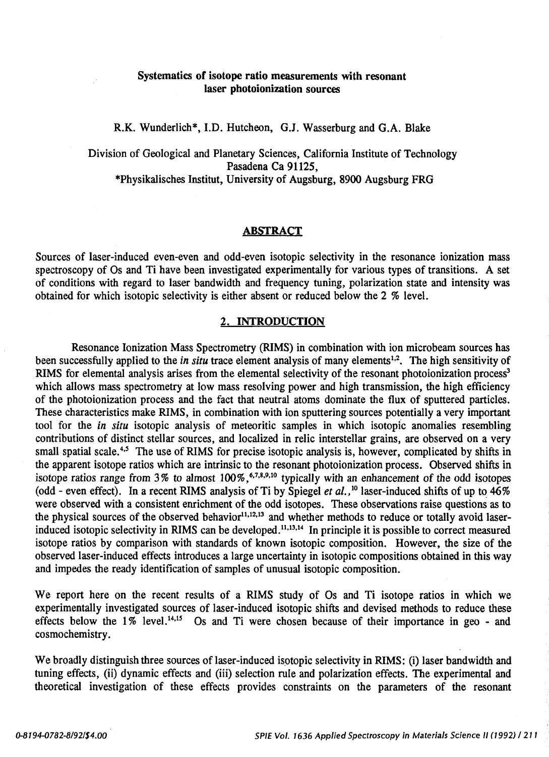# Systematics of isotope ratio measurements with resonant laser photoionization sources

R.K. Wunderlich*, I.D. Hutcheon, G.J. Wasserburg and G.A. Blake

Division of Geological and Planetary Sciences, California Institute of Technology
Pasadena Ca 91125,
*Physikalisches Institut, University of Augsburg, 8900 Augsburg FRG

## ABSTRACT

Sources of laser-induced even-even and odd-even isotopic selectivity in the resonance ionization mass spectroscopy of Os and Ti have been investigated experimentally for various types of transitions. A set of conditions with regard to laser bandwidth and frequency tuning, polarization state and intensity was obtained for which isotopic selectivity is either absent or reduced below the 2 % level.

## 2. INTRODUCTION

Resonance Ionization Mass Spectrometry (RIMS) in combination with ion microbeam sources has been successfully applied to the *in situ* trace element analysis of many elements[1,2]. The high sensitivity of RIMS for elemental analysis arises from the elemental selectivity of the resonant photoionization process[3] which allows mass spectrometry at low mass resolving power and high transmission, the high efficiency of the photoionization process and the fact that neutral atoms dominate the flux of sputtered particles. These characteristics make RIMS, in combination with ion sputtering sources potentially a very important tool for the *in situ* isotopic analysis of meteoritic samples in which isotopic anomalies resembling contributions of distinct stellar sources, and localized in relic interstellar grains, are observed on a very small spatial scale.[4,5] The use of RIMS for precise isotopic analysis is, however, complicated by shifts in the apparent isotope ratios which are intrinsic to the resonant photoionization process. Observed shifts in isotope ratios range from 3% to almost 100%,[6,7,8,9,10] typically with an enhancement of the odd isotopes (odd - even effect). In a recent RIMS analysis of Ti by Spiegel *et al.*,[10] laser-induced shifts of up to 46% were observed with a consistent enrichment of the odd isotopes. These observations raise questions as to the physical sources of the observed behavior[11,12,13] and whether methods to reduce or totally avoid laser-induced isotopic selectivity in RIMS can be developed.[11,13,14] In principle it is possible to correct measured isotope ratios by comparison with standards of known isotopic composition. However, the size of the observed laser-induced effects introduces a large uncertainty in isotopic compositions obtained in this way and impedes the ready identification of samples of unusual isotopic composition.

We report here on the recent results of a RIMS study of Os and Ti isotope ratios in which we experimentally investigated sources of laser-induced isotopic shifts and devised methods to reduce these effects below the 1% level.[14,15] Os and Ti were chosen because of their importance in geo - and cosmochemistry.

We broadly distinguish three sources of laser-induced isotopic selectivity in RIMS: (i) laser bandwidth and tuning effects, (ii) dynamic effects and (iii) selection rule and polarization effects. The experimental and theoretical investigation of these effects provides constraints on the parameters of the resonant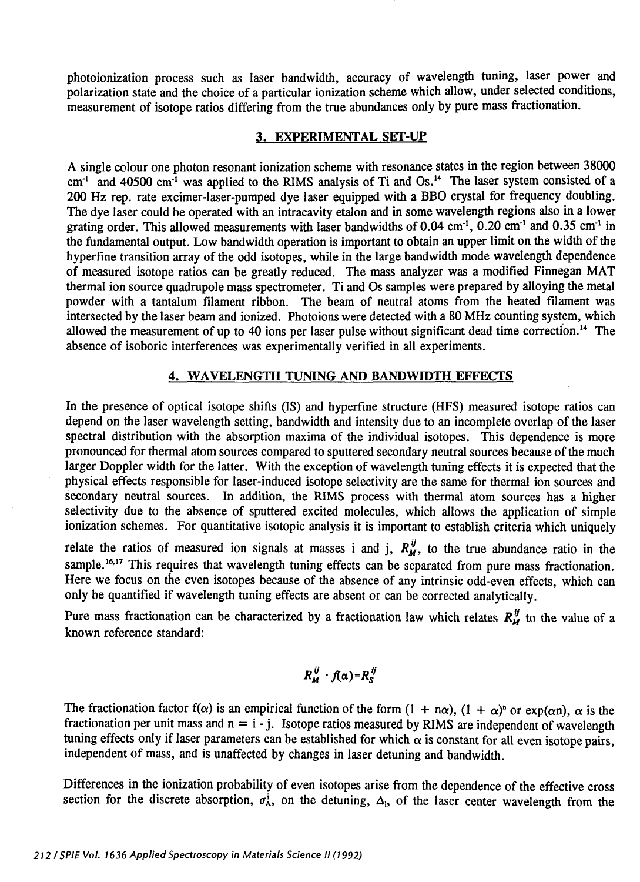photoionization process such as laser bandwidth, accuracy of wavelength tuning, laser power and polarization state and the choice of a particular ionization scheme which allow, under selected conditions, measurement of isotope ratios differing from the true abundances only by pure mass fractionation.

## 3. EXPERIMENTAL SET-UP

A single colour one photon resonant ionization scheme with resonance states in the region between 38000 $cm^{-1}$ and 40500 $cm^{-1}$ was applied to the RIMS analysis of Ti and Os.[14] The laser system consisted of a 200 Hz rep. rate excimer-laser-pumped dye laser equipped with a BBO crystal for frequency doubling. The dye laser could be operated with an intracavity etalon and in some wavelength regions also in a lower grating order. This allowed measurements with laser bandwidths of 0.04 $cm^{-1}$, 0.20 $cm^{-1}$ and 0.35 $cm^{-1}$ in the fundamental output. Low bandwidth operation is important to obtain an upper limit on the width of the hyperfine transition array of the odd isotopes, while in the large bandwidth mode wavelength dependence of measured isotope ratios can be greatly reduced. The mass analyzer was a modified Finnegan MAT thermal ion source quadrupole mass spectrometer. Ti and Os samples were prepared by alloying the metal powder with a tantalum filament ribbon. The beam of neutral atoms from the heated filament was intersected by the laser beam and ionized. Photoions were detected with a 80 MHz counting system, which allowed the measurement of up to 40 ions per laser pulse without significant dead time correction.[14] The absence of isoboric interferences was experimentally verified in all experiments.

## 4. WAVELENGTH TUNING AND BANDWIDTH EFFECTS

In the presence of optical isotope shifts (IS) and hyperfine structure (HFS) measured isotope ratios can depend on the laser wavelength setting, bandwidth and intensity due to an incomplete overlap of the laser spectral distribution with the absorption maxima of the individual isotopes. This dependence is more pronounced for thermal atom sources compared to sputtered secondary neutral sources because of the much larger Doppler width for the latter. With the exception of wavelength tuning effects it is expected that the physical effects responsible for laser-induced isotope selectivity are the same for thermal ion sources and secondary neutral sources. In addition, the RIMS process with thermal atom sources has a higher selectivity due to the absence of sputtered excited molecules, which allows the application of simple ionization schemes. For quantitative isotopic analysis it is important to establish criteria which uniquely relate the ratios of measured ion signals at masses i and j, $R_M^{ij}$, to the true abundance ratio in the sample.[16,17] This requires that wavelength tuning effects can be separated from pure mass fractionation. Here we focus on the even isotopes because of the absence of any intrinsic odd-even effects, which can only be quantified if wavelength tuning effects are absent or can be corrected analytically.

Pure mass fractionation can be characterized by a fractionation law which relates $R_M^{ij}$ to the value of a known reference standard:

$$R_M^{ij} \cdot f(\alpha) = R_S^{ij}$$

The fractionation factor $f(\alpha)$ is an empirical function of the form $(1 + n\alpha)$, $(1 + \alpha)^n$ or $\exp(\alpha n)$, $\alpha$ is the fractionation per unit mass and $n = i - j$. Isotope ratios measured by RIMS are independent of wavelength tuning effects only if laser parameters can be established for which $\alpha$ is constant for all even isotope pairs, independent of mass, and is unaffected by changes in laser detuning and bandwidth.

Differences in the ionization probability of even isotopes arise from the dependence of the effective cross section for the discrete absorption, $\sigma_A^i$, on the detuning, $\Delta_i$, of the laser center wavelength from the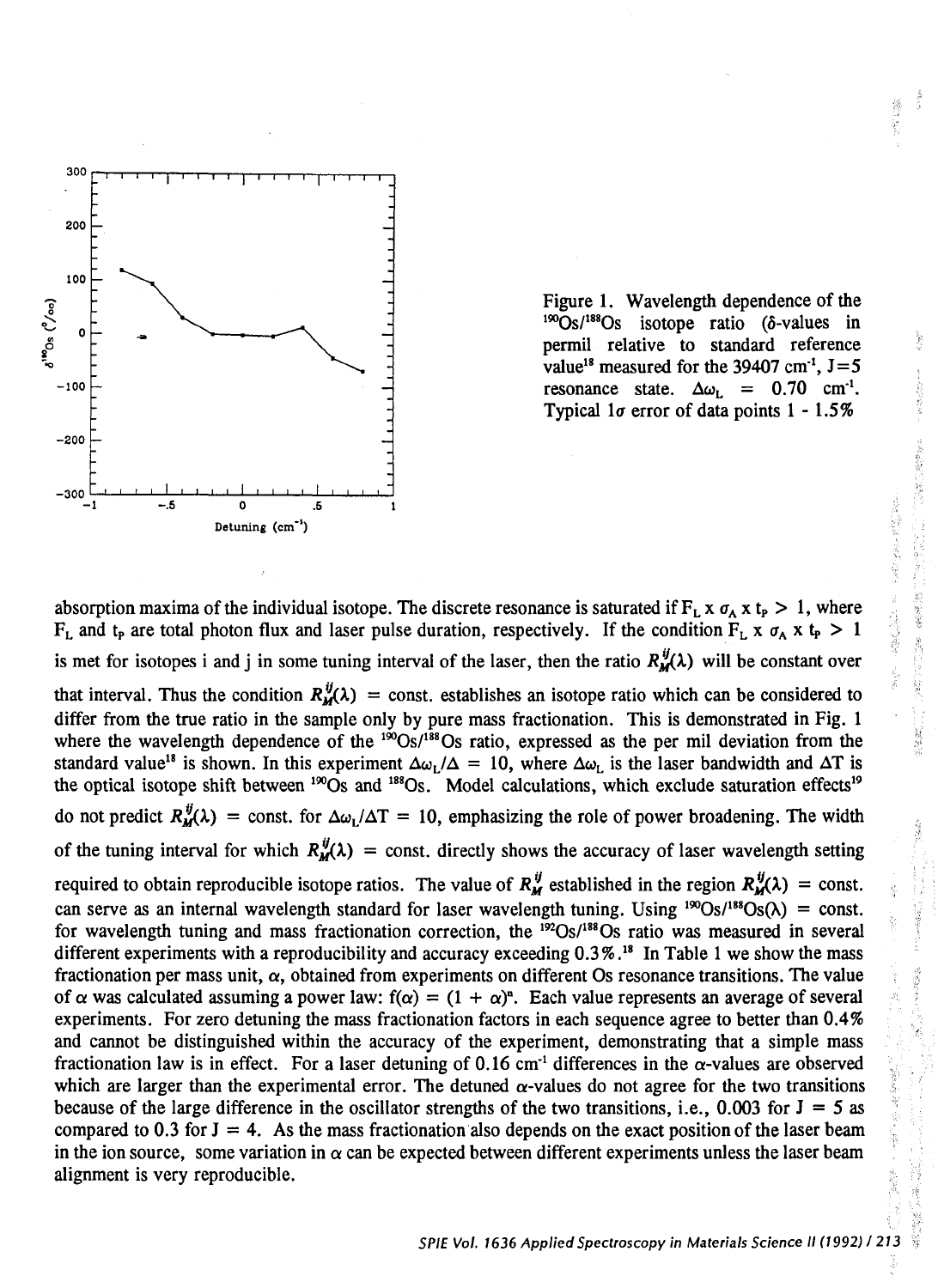Figure 1. Wavelength dependence of the $^{190}Os/^{188}Os$ isotope ratio ($\delta$-values in permil relative to standard reference value[18] measured for the 39407 $cm^{-1}$, J=5 resonance state. $\Delta\omega_L$ = 0.70 $cm^{-1}$. Typical 1$\sigma$ error of data points 1 - 1.5%

absorption maxima of the individual isotope. The discrete resonance is saturated if $F_L \times \sigma_A \times t_P > 1$, where $F_L$ and $t_P$ are total photon flux and laser pulse duration, respectively. If the condition $F_L \times \sigma_A \times t_P > 1$ is met for isotopes i and j in some tuning interval of the laser, then the ratio $R_M^{ij}(\lambda)$ will be constant over that interval. Thus the condition $R_M^{ij}(\lambda)$ = const. establishes an isotope ratio which can be considered to differ from the true ratio in the sample only by pure mass fractionation. This is demonstrated in Fig. 1 where the wavelength dependence of the $^{190}Os/^{188}Os$ ratio, expressed as the per mil deviation from the standard value[18] is shown. In this experiment $\Delta\omega_L/\Delta$ = 10, where $\Delta\omega_L$ is the laser bandwidth and $\Delta T$ is the optical isotope shift between $^{190}Os$ and $^{188}Os$. Model calculations, which exclude saturation effects[19] do not predict $R_M^{ij}(\lambda)$ = const. for $\Delta\omega_L/\Delta T$ = 10, emphasizing the role of power broadening. The width of the tuning interval for which $R_M^{ij}(\lambda)$ = const. directly shows the accuracy of laser wavelength setting required to obtain reproducible isotope ratios. The value of $R_M^{ij}$ established in the region $R_M^{ij}(\lambda)$ = const. can serve as an internal wavelength standard for laser wavelength tuning. Using $^{190}Os/^{188}Os(\lambda)$ = const. for wavelength tuning and mass fractionation correction, the $^{192}Os/^{188}Os$ ratio was measured in several different experiments with a reproducibility and accuracy exceeding 0.3%.[18] In Table 1 we show the mass fractionation per mass unit, $\alpha$, obtained from experiments on different Os resonance transitions. The value of $\alpha$ was calculated assuming a power law: $f(\alpha) = (1 + \alpha)^n$. Each value represents an average of several experiments. For zero detuning the mass fractionation factors in each sequence agree to better than 0.4% and cannot be distinguished within the accuracy of the experiment, demonstrating that a simple mass fractionation law is in effect. For a laser detuning of 0.16 $cm^{-1}$ differences in the $\alpha$-values are observed which are larger than the experimental error. The detuned $\alpha$-values do not agree for the two transitions because of the large difference in the oscillator strengths of the two transitions, i.e., 0.003 for J = 5 as compared to 0.3 for J = 4. As the mass fractionation also depends on the exact position of the laser beam in the ion source, some variation in $\alpha$ can be expected between different experiments unless the laser beam alignment is very reproducible.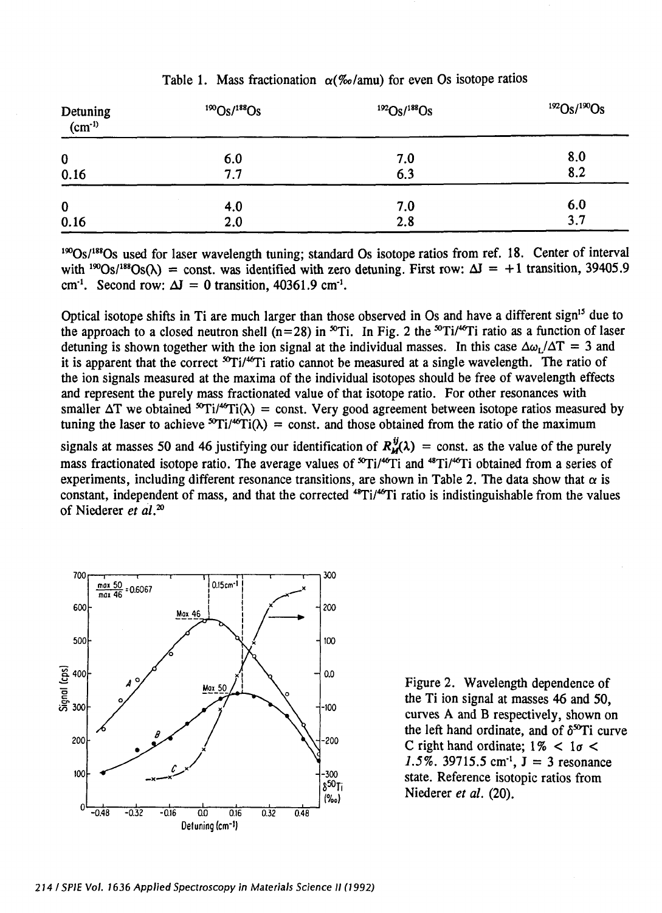Table 1. Mass fractionation $\alpha$(‰/amu) for even Os isotope ratios

| Detuning ($cm^{-1}$) | $^{190}Os/^{188}Os$ | $^{192}Os/^{188}Os$ | $^{192}Os/^{190}Os$ |
|---|---|---|---|
| 0 | 6.0 | 7.0 | 8.0 |
| 0.16 | 7.7 | 6.3 | 8.2 |
| 0 | 4.0 | 7.0 | 6.0 |
| 0.16 | 2.0 | 2.8 | 3.7 |

$^{190}Os/^{188}Os$ used for laser wavelength tuning; standard Os isotope ratios from ref. 18. Center of interval with $^{190}Os/^{188}Os(\lambda)$ = const. was identified with zero detuning. First row: $\Delta J = +1$ transition, 39405.9 $cm^{-1}$. Second row: $\Delta J = 0$ transition, 40361.9 $cm^{-1}$.

Optical isotope shifts in Ti are much larger than those observed in Os and have a different sign[15] due to the approach to a closed neutron shell (n=28) in $^{50}Ti$. In Fig. 2 the $^{50}Ti/^{46}Ti$ ratio as a function of laser detuning is shown together with the ion signal at the individual masses. In this case $\Delta\omega_L/\Delta T = 3$ and it is apparent that the correct $^{50}Ti/^{46}Ti$ ratio cannot be measured at a single wavelength. The ratio of the ion signals measured at the maxima of the individual isotopes should be free of wavelength effects and represent the purely mass fractionated value of that isotope ratio. For other resonances with smaller $\Delta T$ we obtained $^{50}Ti/^{46}Ti(\lambda)$ = const. Very good agreement between isotope ratios measured by tuning the laser to achieve $^{50}Ti/^{46}Ti(\lambda)$ = const. and those obtained from the ratio of the maximum signals at masses 50 and 46 justifying our identification of $R^{ij}_M(\lambda)$ = const. as the value of the purely mass fractionated isotope ratio. The average values of $^{50}Ti/^{46}Ti$ and $^{48}Ti/^{46}Ti$ obtained from a series of experiments, including different resonance transitions, are shown in Table 2. The data show that $\alpha$ is constant, independent of mass, and that the corrected $^{48}Ti/^{46}Ti$ ratio is indistinguishable from the values of Niederer *et al.*[20]

Figure 2. Wavelength dependence of the Ti ion signal at masses 46 and 50, curves A and B respectively, shown on the left hand ordinate, and of $\delta^{50}Ti$ curve C right hand ordinate; $1\% < 1\sigma < 1.5\%$. 39715.5 $cm^{-1}$, J = 3 resonance state. Reference isotopic ratios from Niederer *et al.* (20).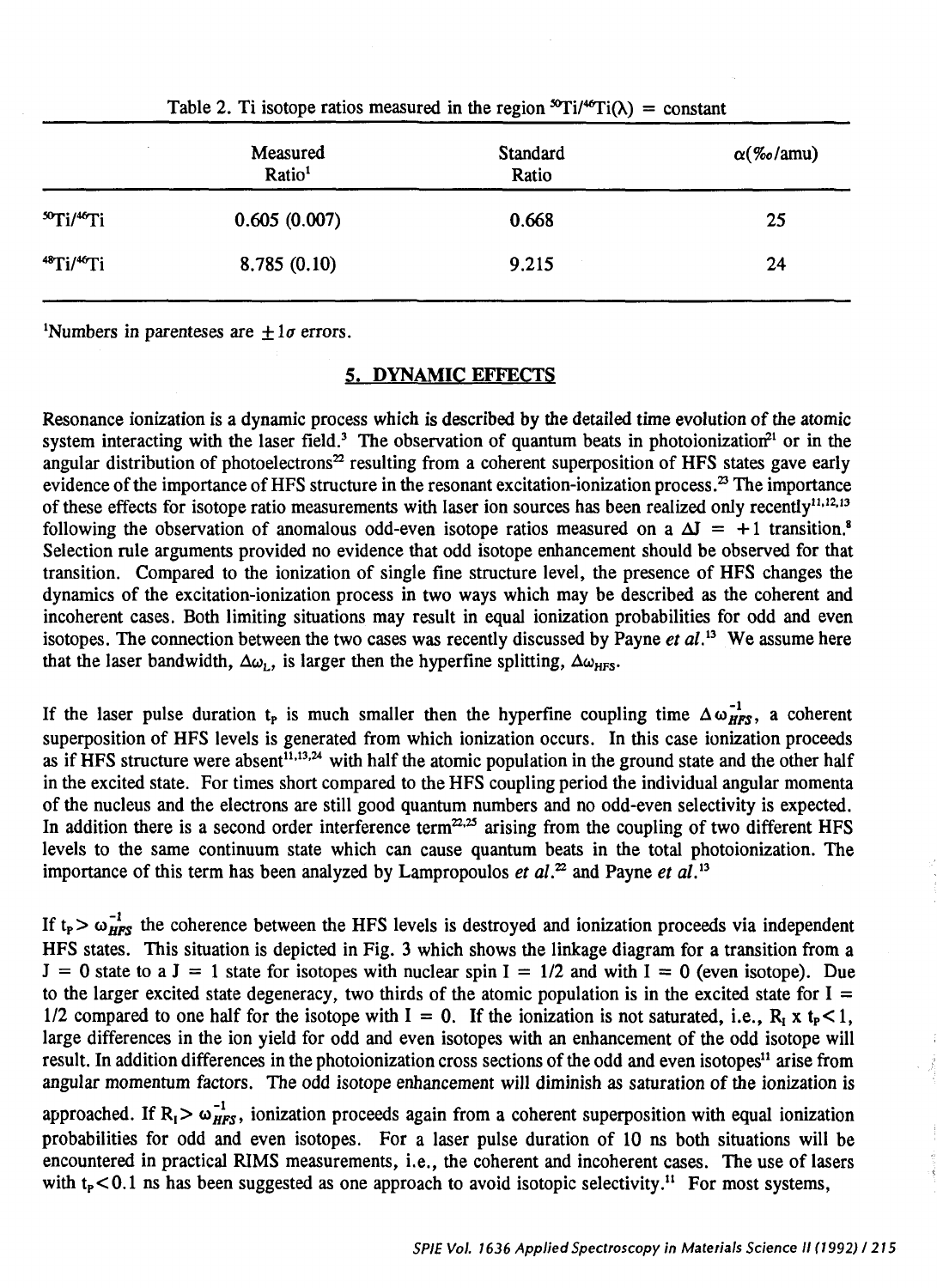Table 2. Ti isotope ratios measured in the region $^{50}Ti/^{46}Ti(\lambda)$ = constant

| | Measured Ratio[1] | Standard Ratio | $\alpha$(‰/amu) |
|---|---|---|---|
| $^{50}Ti/^{46}Ti$ | 0.605 (0.007) | 0.668 | 25 |
| $^{48}Ti/^{46}Ti$ | 8.785 (0.10) | 9.215 | 24 |

[1]Numbers in parenteses are $\pm 1\sigma$ errors.

## 5. DYNAMIC EFFECTS

Resonance ionization is a dynamic process which is described by the detailed time evolution of the atomic system interacting with the laser field.[3] The observation of quantum beats in photoionization[21] or in the angular distribution of photoelectrons[22] resulting from a coherent superposition of HFS states gave early evidence of the importance of HFS structure in the resonant excitation-ionization process.[23] The importance of these effects for isotope ratio measurements with laser ion sources has been realized only recently[11,12,13] following the observation of anomalous odd-even isotope ratios measured on a $\Delta J = +1$ transition.[8] Selection rule arguments provided no evidence that odd isotope enhancement should be observed for that transition. Compared to the ionization of single fine structure level, the presence of HFS changes the dynamics of the excitation-ionization process in two ways which may be described as the coherent and incoherent cases. Both limiting situations may result in equal ionization probabilities for odd and even isotopes. The connection between the two cases was recently discussed by Payne *et al.*[13] We assume here that the laser bandwidth, $\Delta\omega_L$, is larger then the hyperfine splitting, $\Delta\omega_{HFS}$.

If the laser pulse duration $t_P$ is much smaller then the hyperfine coupling time $\Delta\omega_{HFS}^{-1}$, a coherent superposition of HFS levels is generated from which ionization occurs. In this case ionization proceeds as if HFS structure were absent[11,13,24] with half the atomic population in the ground state and the other half in the excited state. For times short compared to the HFS coupling period the individual angular momenta of the nucleus and the electrons are still good quantum numbers and no odd-even selectivity is expected. In addition there is a second order interference term[22,25] arising from the coupling of two different HFS levels to the same continuum state which can cause quantum beats in the total photoionization. The importance of this term has been analyzed by Lampropoulos *et al.*[22] and Payne *et al.*[13]

If $t_P > \omega_{HFS}^{-1}$ the coherence between the HFS levels is destroyed and ionization proceeds via independent HFS states. This situation is depicted in Fig. 3 which shows the linkage diagram for a transition from a $J = 0$ state to a $J = 1$ state for isotopes with nuclear spin $I = 1/2$ and with $I = 0$ (even isotope). Due to the larger excited state degeneracy, two thirds of the atomic population is in the excited state for $I = 1/2$ compared to one half for the isotope with $I = 0$. If the ionization is not saturated, i.e., $R_I \times t_P < 1$, large differences in the ion yield for odd and even isotopes with an enhancement of the odd isotope will result. In addition differences in the photoionization cross sections of the odd and even isotopes[11] arise from angular momentum factors. The odd isotope enhancement will diminish as saturation of the ionization is approached. If $R_I > \omega_{HFS}^{-1}$, ionization proceeds again from a coherent superposition with equal ionization probabilities for odd and even isotopes. For a laser pulse duration of 10 ns both situations will be encountered in practical RIMS measurements, i.e., the coherent and incoherent cases. The use of lasers with $t_P < 0.1$ ns has been suggested as one approach to avoid isotopic selectivity.[11] For most systems,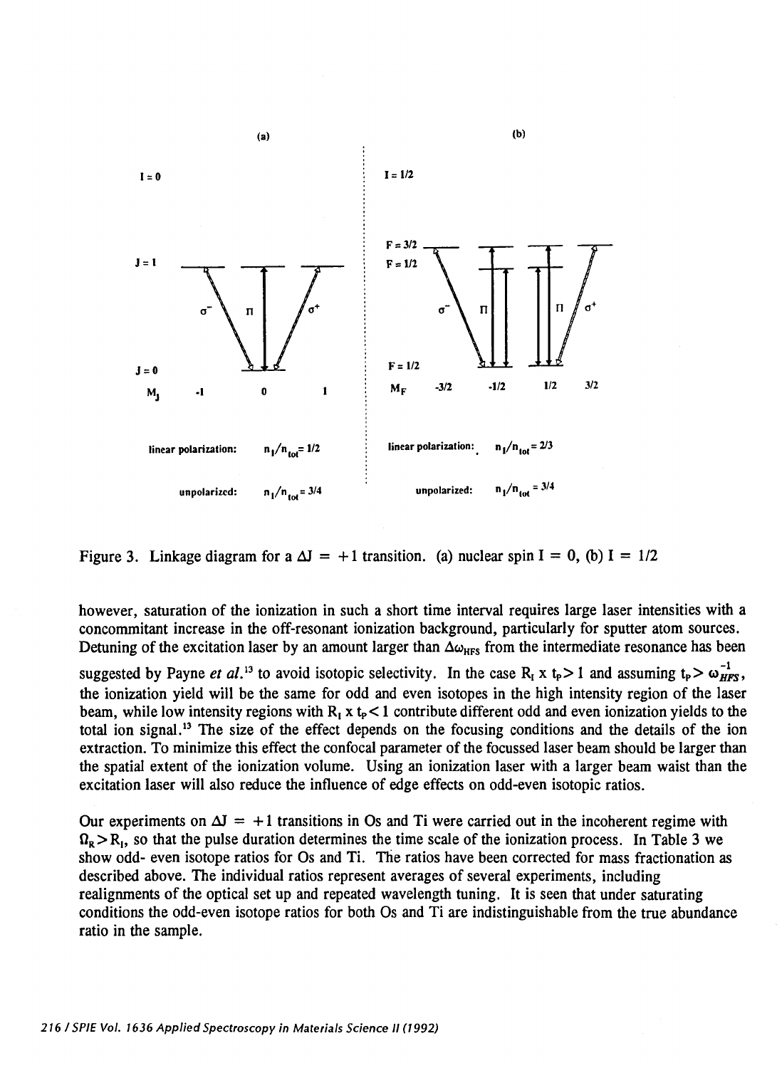(a)

I = 0

J = 1

J = 0

$M_J$ -1 0 1

linear polarization: $n_I/n_{tot} = 1/2$

unpolarized: $n_I/n_{tot} = 3/4$

(b)

I = 1/2

F = 3/2

F = 1/2

F = 1/2

$M_F$ -3/2 -1/2 1/2 3/2

linear polarization: $n_I/n_{tot} = 2/3$

unpolarized: $n_I/n_{tot} = 3/4$

Figure 3. Linkage diagram for a $\Delta J = +1$ transition. (a) nuclear spin I = 0, (b) I = 1/2

however, saturation of the ionization in such a short time interval requires large laser intensities with a concommitant increase in the off-resonant ionization background, particularly for sputter atom sources. Detuning of the excitation laser by an amount larger than $\Delta\omega_{HFS}$ from the intermediate resonance has been suggested by Payne *et al.*[13] to avoid isotopic selectivity. In the case $R_I \times t_P > 1$ and assuming $t_P > \omega_{HFS}^{-1}$, the ionization yield will be the same for odd and even isotopes in the high intensity region of the laser beam, while low intensity regions with $R_I \times t_P < 1$ contribute different odd and even ionization yields to the total ion signal.[13] The size of the effect depends on the focusing conditions and the details of the ion extraction. To minimize this effect the confocal parameter of the focussed laser beam should be larger than the spatial extent of the ionization volume. Using an ionization laser with a larger beam waist than the excitation laser will also reduce the influence of edge effects on odd-even isotopic ratios.

Our experiments on $\Delta J = +1$ transitions in Os and Ti were carried out in the incoherent regime with $\Omega_R > R_I$, so that the pulse duration determines the time scale of the ionization process. In Table 3 we show odd- even isotope ratios for Os and Ti. The ratios have been corrected for mass fractionation as described above. The individual ratios represent averages of several experiments, including realignments of the optical set up and repeated wavelength tuning. It is seen that under saturating conditions the odd-even isotope ratios for both Os and Ti are indistinguishable from the true abundance ratio in the sample.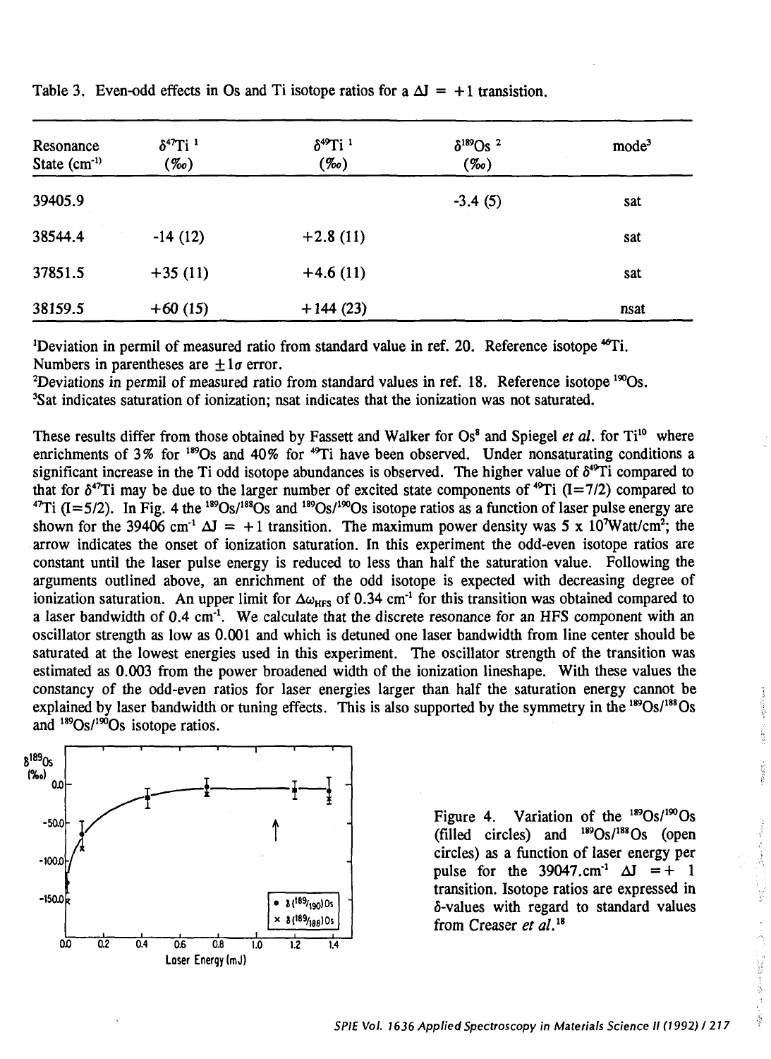Table 3. Even-odd effects in Os and Ti isotope ratios for a $\Delta J = +1$ transistion.

| Resonance State (cm$^{-1}$) | $\delta^{47}$Ti [1] (‰) | $\delta^{49}$Ti [1] (‰) | $\delta^{189}$Os [2] (‰) | mode[3] |
|---|---|---|---|---|
| 39405.9 | | | -3.4 (5) | sat |
| 38544.4 | -14 (12) | +2.8 (11) | | sat |
| 37851.5 | +35 (11) | +4.6 (11) | | sat |
| 38159.5 | +60 (15) | +144 (23) | | nsat |

[1]Deviation in permil of measured ratio from standard value in ref. 20. Reference isotope $^{46}$Ti. Numbers in parentheses are $\pm 1\sigma$ error.
[2]Deviations in permil of measured ratio from standard values in ref. 18. Reference isotope $^{190}$Os.
[3]Sat indicates saturation of ionization; nsat indicates that the ionization was not saturated.

These results differ from those obtained by Fassett and Walker for Os[8] and Spiegel *et al.* for Ti[10] where enrichments of 3% for $^{189}$Os and 40% for $^{49}$Ti have been observed. Under nonsaturating conditions a significant increase in the Ti odd isotope abundances is observed. The higher value of $\delta^{49}$Ti compared to that for $\delta^{47}$Ti may be due to the larger number of excited state components of $^{49}$Ti (I=7/2) compared to $^{47}$Ti (I=5/2). In Fig. 4 the $^{189}$Os/$^{188}$Os and $^{189}$Os/$^{190}$Os isotope ratios as a function of laser pulse energy are shown for the 39406 cm$^{-1}$ $\Delta J = +1$ transition. The maximum power density was 5 x $10^7$Watt/cm$^2$; the arrow indicates the onset of ionization saturation. In this experiment the odd-even isotope ratios are constant until the laser pulse energy is reduced to less than half the saturation value. Following the arguments outlined above, an enrichment of the odd isotope is expected with decreasing degree of ionization saturation. An upper limit for $\Delta\omega_{HFS}$ of 0.34 cm$^{-1}$ for this transition was obtained compared to a laser bandwidth of 0.4 cm$^{-1}$. We calculate that the discrete resonance for an HFS component with an oscillator strength as low as 0.001 and which is detuned one laser bandwidth from line center should be saturated at the lowest energies used in this experiment. The oscillator strength of the transition was estimated as 0.003 from the power broadened width of the ionization lineshape. With these values the constancy of the odd-even ratios for laser energies larger than half the saturation energy cannot be explained by laser bandwidth or tuning effects. This is also supported by the symmetry in the $^{189}$Os/$^{188}$Os and $^{189}$Os/$^{190}$Os isotope ratios.

Figure 4. Variation of the $^{189}$Os/$^{190}$Os (filled circles) and $^{189}$Os/$^{188}$Os (open circles) as a function of laser energy per pulse for the 39047.cm$^{-1}$ $\Delta J = +1$ transition. Isotope ratios are expressed in $\delta$-values with regard to standard values from Creaser *et al.*[18]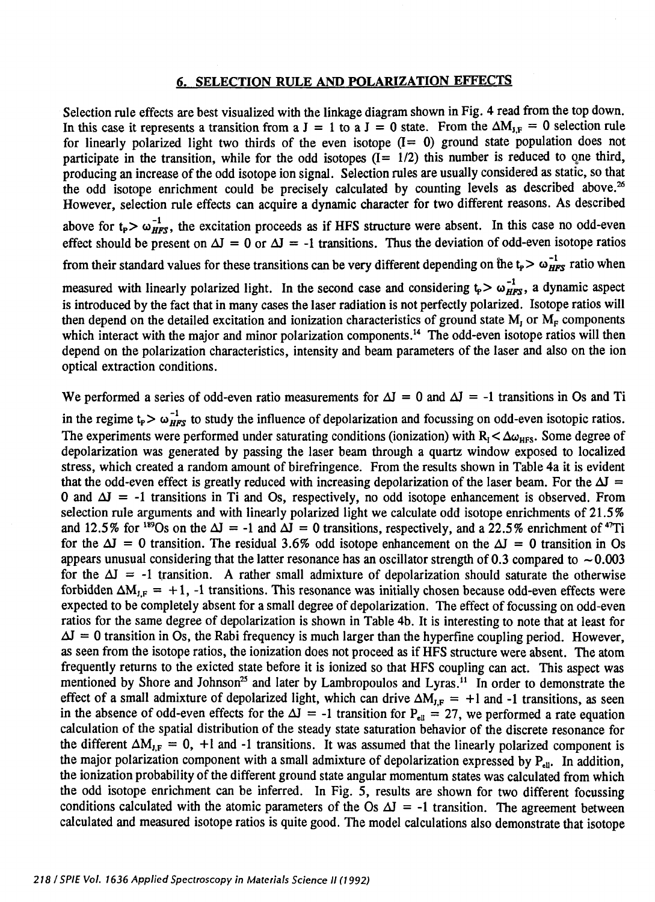## 6. SELECTION RULE AND POLARIZATION EFFECTS

Selection rule effects are best visualized with the linkage diagram shown in Fig. 4 read from the top down. In this case it represents a transition from a J = 1 to a J = 0 state. From the $\Delta M_{J,F} = 0$ selection rule for linearly polarized light two thirds of the even isotope (I= 0) ground state population does not participate in the transition, while for the odd isotopes (I= 1/2) this number is reduced to one third, producing an increase of the odd isotope ion signal. Selection rules are usually considered as static, so that the odd isotope enrichment could be precisely calculated by counting levels as described above.[26] However, selection rule effects can acquire a dynamic character for two different reasons. As described above for $t_P > \omega_{HFS}^{-1}$, the excitation proceeds as if HFS structure were absent. In this case no odd-even effect should be present on $\Delta J = 0$ or $\Delta J = -1$ transitions. Thus the deviation of odd-even isotope ratios from their standard values for these transitions can be very different depending on the $t_P > \omega_{HFS}^{-1}$ ratio when measured with linearly polarized light. In the second case and considering $t_P > \omega_{HFS}^{-1}$, a dynamic aspect is introduced by the fact that in many cases the laser radiation is not perfectly polarized. Isotope ratios will then depend on the detailed excitation and ionization characteristics of ground state $M_J$ or $M_F$ components which interact with the major and minor polarization components.[14] The odd-even isotope ratios will then depend on the polarization characteristics, intensity and beam parameters of the laser and also on the ion optical extraction conditions.

We performed a series of odd-even ratio measurements for $\Delta J = 0$ and $\Delta J = -1$ transitions in Os and Ti in the regime $t_P > \omega_{HFS}^{-1}$ to study the influence of depolarization and focussing on odd-even isotopic ratios. The experiments were performed under saturating conditions (ionization) with $R_I < \Delta\omega_{HFS}$. Some degree of depolarization was generated by passing the laser beam through a quartz window exposed to localized stress, which created a random amount of birefringence. From the results shown in Table 4a it is evident that the odd-even effect is greatly reduced with increasing depolarization of the laser beam. For the $\Delta J = 0$ and $\Delta J = -1$ transitions in Ti and Os, respectively, no odd isotope enhancement is observed. From selection rule arguments and with linearly polarized light we calculate odd isotope enrichments of 21.5% and 12.5% for $^{189}$Os on the $\Delta J = -1$ and $\Delta J = 0$ transitions, respectively, and a 22.5% enrichment of $^{47}$Ti for the $\Delta J = 0$ transition. The residual 3.6% odd isotope enhancement on the $\Delta J = 0$ transition in Os appears unusual considering that the latter resonance has an oscillator strength of 0.3 compared to ~0.003 for the $\Delta J = -1$ transition. A rather small admixture of depolarization should saturate the otherwise forbidden $\Delta M_{J,F} = +1, -1$ transitions. This resonance was initially chosen because odd-even effects were expected to be completely absent for a small degree of depolarization. The effect of focussing on odd-even ratios for the same degree of depolarization is shown in Table 4b. It is interesting to note that at least for $\Delta J = 0$ transition in Os, the Rabi frequency is much larger than the hyperfine coupling period. However, as seen from the isotope ratios, the ionization does not proceed as if HFS structure were absent. The atom frequently returns to the exicted state before it is ionized so that HFS coupling can act. This aspect was mentioned by Shore and Johnson[25] and later by Lambropoulos and Lyras.[11] In order to demonstrate the effect of a small admixture of depolarized light, which can drive $\Delta M_{J,F} = +1$ and -1 transitions, as seen in the absence of odd-even effects for the $\Delta J = -1$ transition for $P_{ell} = 27$, we performed a rate equation calculation of the spatial distribution of the steady state saturation behavior of the discrete resonance for the different $\Delta M_{J,F} = 0$, +1 and -1 transitions. It was assumed that the linearly polarized component is the major polarization component with a small admixture of depolarization expressed by $P_{ell}$. In addition, the ionization probability of the different ground state angular momentum states was calculated from which the odd isotope enrichment can be inferred. In Fig. 5, results are shown for two different focussing conditions calculated with the atomic parameters of the Os $\Delta J = -1$ transition. The agreement between calculated and measured isotope ratios is quite good. The model calculations also demonstrate that isotope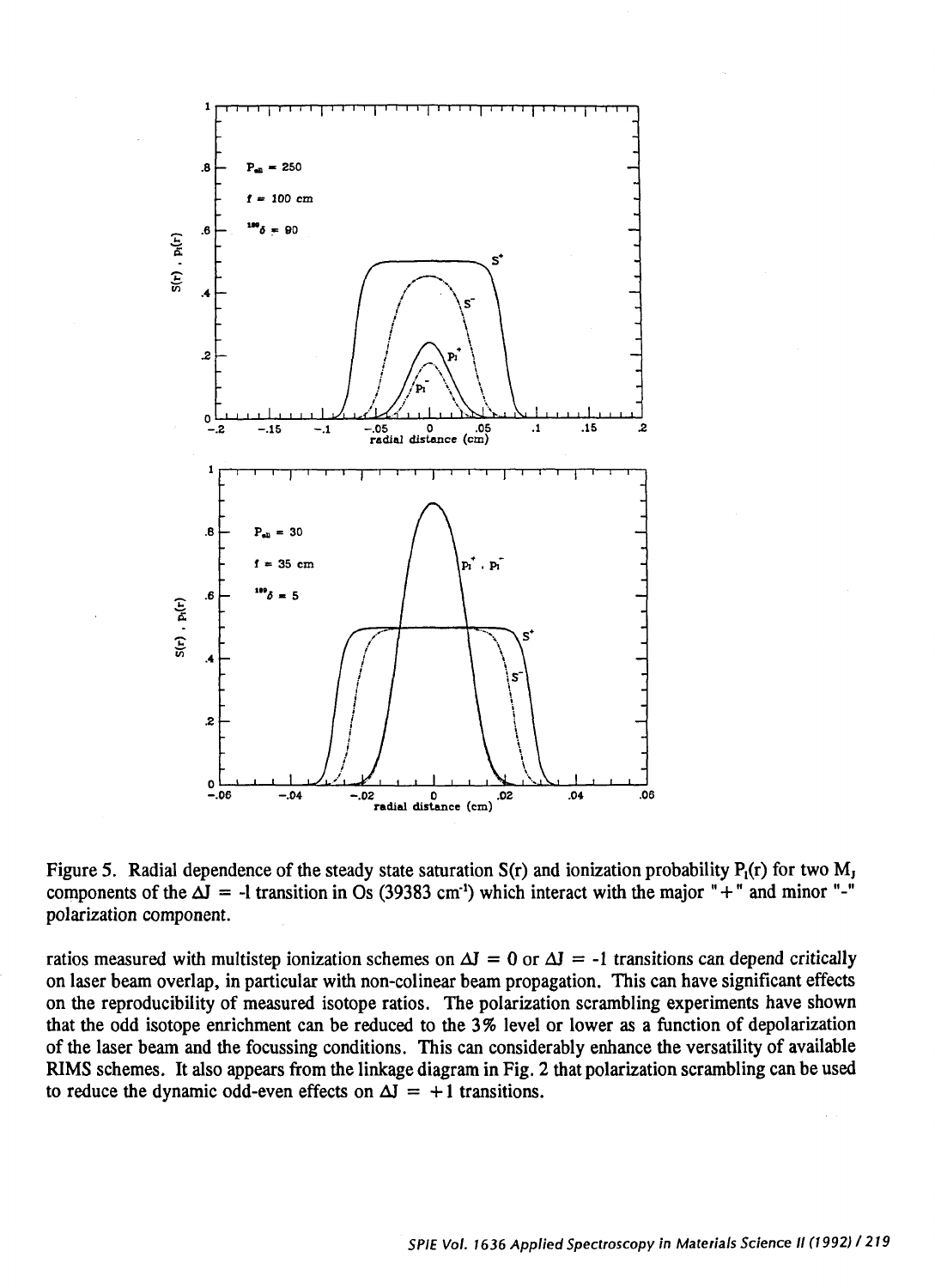Figure 5. Radial dependence of the steady state saturation S(r) and ionization probability $P_I(r)$ for two $M_J$ components of the $\Delta J$ = -1 transition in Os (39383 $cm^{-1}$) which interact with the major "+" and minor "-" polarization component.

ratios measured with multistep ionization schemes on $\Delta J$ = 0 or $\Delta J$ = -1 transitions can depend critically on laser beam overlap, in particular with non-colinear beam propagation. This can have significant effects on the reproducibility of measured isotope ratios. The polarization scrambling experiments have shown that the odd isotope enrichment can be reduced to the 3% level or lower as a function of depolarization of the laser beam and the focussing conditions. This can considerably enhance the versatility of available RIMS schemes. It also appears from the linkage diagram in Fig. 2 that polarization scrambling can be used to reduce the dynamic odd-even effects on $\Delta J$ = +1 transitions.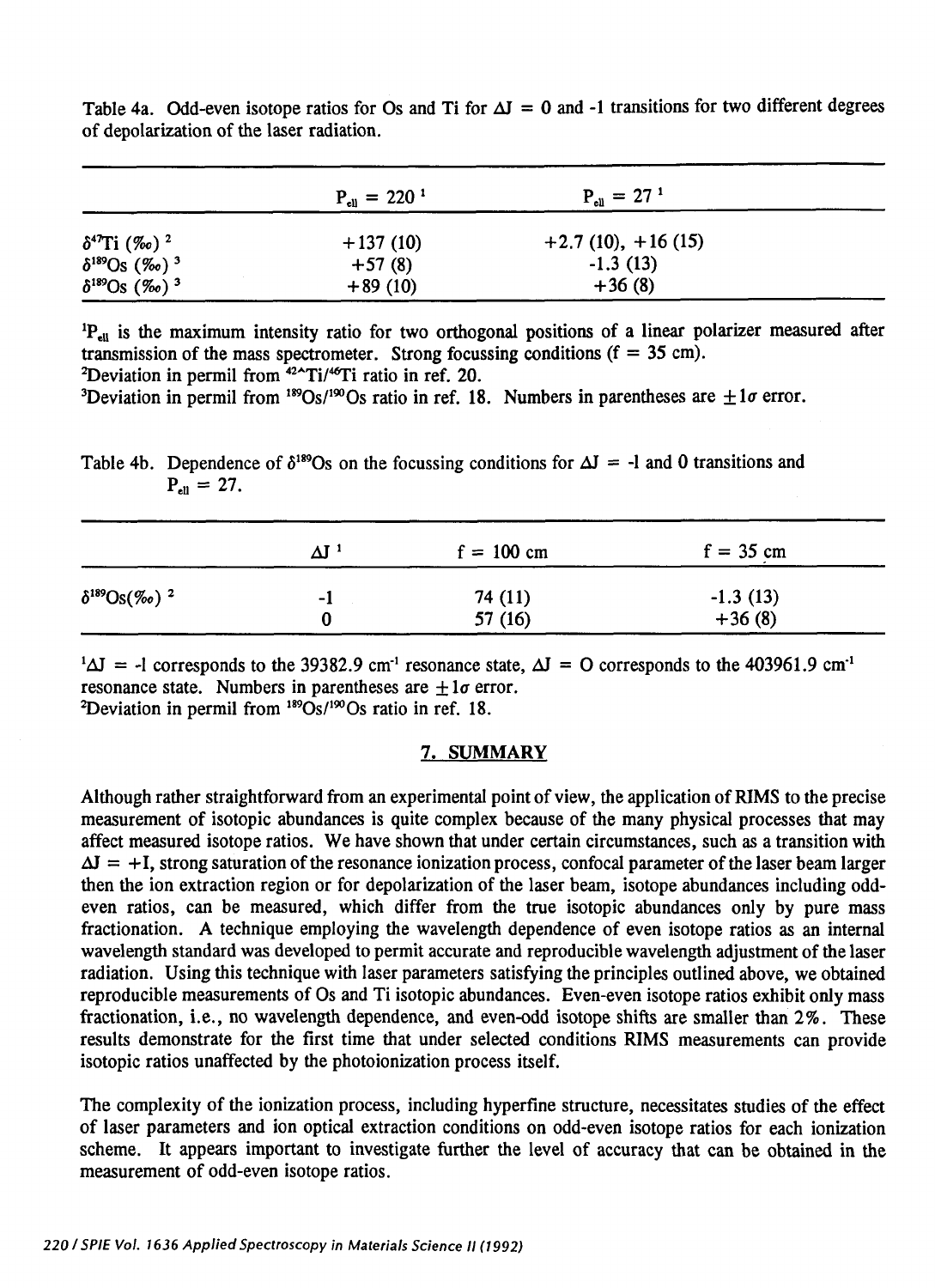Table 4a. Odd-even isotope ratios for Os and Ti for $\Delta J = 0$ and -1 transitions for two different degrees of depolarization of the laser radiation.

| | $P_{ell} = 220$ [1] | $P_{ell} = 27$ [1] |
|---|---|---|
| $\delta^{47}$Ti (‰) [2] | +137 (10) | +2.7 (10), +16 (15) |
| $\delta^{189}$Os (‰) [3] | +57 (8) | -1.3 (13) |
| $\delta^{189}$Os (‰) [3] | +89 (10) | +36 (8) |

[1]$P_{ell}$ is the maximum intensity ratio for two orthogonal positions of a linear polarizer measured after transmission of the mass spectrometer. Strong focussing conditions (f = 35 cm).
[2]Deviation in permil from $^{42A}$Ti/$^{46}$Ti ratio in ref. 20.
[3]Deviation in permil from $^{189}$Os/$^{190}$Os ratio in ref. 18. Numbers in parentheses are $\pm 1\sigma$ error.

Table 4b. Dependence of $\delta^{189}$Os on the focussing conditions for $\Delta J = -1$ and 0 transitions and $P_{ell} = 27$.

| | $\Delta J$ [1] | f = 100 cm | f = 35 cm |
|---|---|---|---|
| $\delta^{189}$Os(‰) [2] | -1 | 74 (11) | -1.3 (13) |
| | 0 | 57 (16) | +36 (8) |

[1]$\Delta J = -1$ corresponds to the 39382.9 cm$^{-1}$ resonance state, $\Delta J = 0$ corresponds to the 403961.9 cm$^{-1}$ resonance state. Numbers in parentheses are $\pm 1\sigma$ error.
[2]Deviation in permil from $^{189}$Os/$^{190}$Os ratio in ref. 18.

## 7. SUMMARY

Although rather straightforward from an experimental point of view, the application of RIMS to the precise measurement of isotopic abundances is quite complex because of the many physical processes that may affect measured isotope ratios. We have shown that under certain circumstances, such as a transition with $\Delta J = +1$, strong saturation of the resonance ionization process, confocal parameter of the laser beam larger then the ion extraction region or for depolarization of the laser beam, isotope abundances including odd-even ratios, can be measured, which differ from the true isotopic abundances only by pure mass fractionation. A technique employing the wavelength dependence of even isotope ratios as an internal wavelength standard was developed to permit accurate and reproducible wavelength adjustment of the laser radiation. Using this technique with laser parameters satisfying the principles outlined above, we obtained reproducible measurements of Os and Ti isotopic abundances. Even-even isotope ratios exhibit only mass fractionation, i.e., no wavelength dependence, and even-odd isotope shifts are smaller than 2%. These results demonstrate for the first time that under selected conditions RIMS measurements can provide isotopic ratios unaffected by the photoionization process itself.

The complexity of the ionization process, including hyperfine structure, necessitates studies of the effect of laser parameters and ion optical extraction conditions on odd-even isotope ratios for each ionization scheme. It appears important to investigate further the level of accuracy that can be obtained in the measurement of odd-even isotope ratios.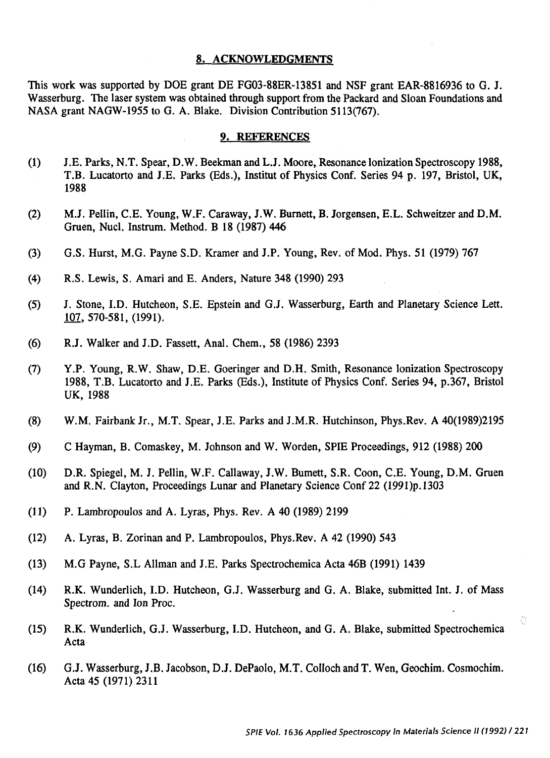## 8. ACKNOWLEDGMENTS

This work was supported by DOE grant DE FG03-88ER-13851 and NSF grant EAR-8816936 to G. J. Wasserburg. The laser system was obtained through support from the Packard and Sloan Foundations and NASA grant NAGW-1955 to G. A. Blake. Division Contribution 5113(767).

## 9. REFERENCES

(1) J.E. Parks, N.T. Spear, D.W. Beekman and L.J. Moore, Resonance Ionization Spectroscopy 1988, T.B. Lucatorto and J.E. Parks (Eds.), Institut of Physics Conf. Series 94 p. 197, Bristol, UK, 1988

(2) M.J. Pellin, C.E. Young, W.F. Caraway, J.W. Burnett, B. Jorgensen, E.L. Schweitzer and D.M. Gruen, Nucl. Instrum. Method. B 18 (1987) 446

(3) G.S. Hurst, M.G. Payne S.D. Kramer and J.P. Young, Rev. of Mod. Phys. 51 (1979) 767

(4) R.S. Lewis, S. Amari and E. Anders, Nature 348 (1990) 293

(5) J. Stone, I.D. Hutcheon, S.E. Epstein and G.J. Wasserburg, Earth and Planetary Science Lett. 107, 570-581, (1991).

(6) R.J. Walker and J.D. Fassett, Anal. Chem., 58 (1986) 2393

(7) Y.P. Young, R.W. Shaw, D.E. Goeringer and D.H. Smith, Resonance Ionization Spectroscopy 1988, T.B. Lucatorto and J.E. Parks (Eds.), Institute of Physics Conf. Series 94, p.367, Bristol UK, 1988

(8) W.M. Fairbank Jr., M.T. Spear, J.E. Parks and J.M.R. Hutchinson, Phys.Rev. A 40(1989)2195

(9) C Hayman, B. Comaskey, M. Johnson and W. Worden, SPIE Proceedings, 912 (1988) 200

(10) D.R. Spiegel, M. J. Pellin, W.F. Callaway, J.W. Bumett, S.R. Coon, C.E. Young, D.M. Gruen and R.N. Clayton, Proceedings Lunar and Planetary Science Conf 22 (1991)p.1303

(11) P. Lambropoulos and A. Lyras, Phys. Rev. A 40 (1989) 2199

(12) A. Lyras, B. Zorinan and P. Lambropoulos, Phys.Rev. A 42 (1990) 543

(13) M.G Payne, S.L Allman and J.E. Parks Spectrochemica Acta 46B (1991) 1439

(14) R.K. Wunderlich, I.D. Hutcheon, G.J. Wasserburg and G. A. Blake, submitted Int. J. of Mass Spectrom. and Ion Proc.

(15) R.K. Wunderlich, G.J. Wasserburg, I.D. Hutcheon, and G. A. Blake, submitted Spectrochemica Acta

(16) G.J. Wasserburg, J.B. Jacobson, D.J. DePaolo, M.T. Colloch and T. Wen, Geochim. Cosmochim. Acta 45 (1971) 2311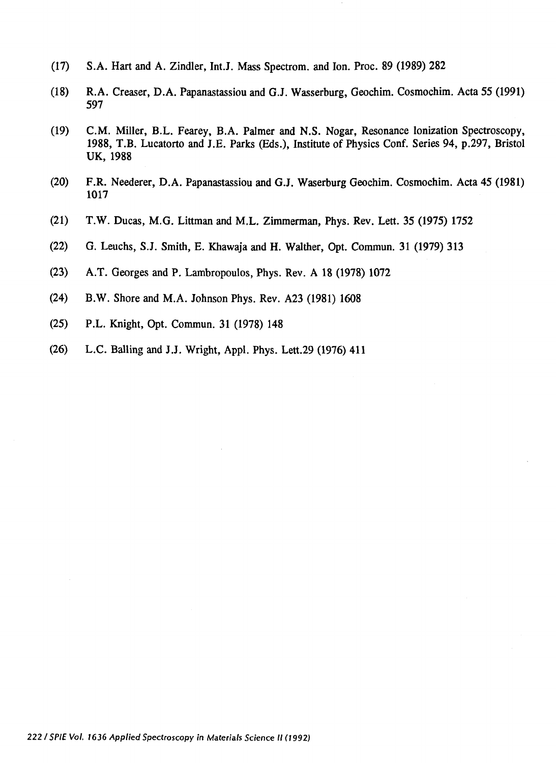(17) S.A. Hart and A. Zindler, Int.J. Mass Spectrom. and Ion. Proc. 89 (1989) 282

(18) R.A. Creaser, D.A. Papanastassiou and G.J. Wasserburg, Geochim. Cosmochim. Acta 55 (1991) 597

(19) C.M. Miller, B.L. Fearey, B.A. Palmer and N.S. Nogar, Resonance Ionization Spectroscopy, 1988, T.B. Lucatorto and J.E. Parks (Eds.), Institute of Physics Conf. Series 94, p.297, Bristol UK, 1988

(20) F.R. Neederer, D.A. Papanastassiou and G.J. Waserburg Geochim. Cosmochim. Acta 45 (1981) 1017

(21) T.W. Ducas, M.G. Littman and M.L. Zimmerman, Phys. Rev. Lett. 35 (1975) 1752

(22) G. Leuchs, S.J. Smith, E. Khawaja and H. Walther, Opt. Commun. 31 (1979) 313

(23) A.T. Georges and P. Lambropoulos, Phys. Rev. A 18 (1978) 1072

(24) B.W. Shore and M.A. Johnson Phys. Rev. A23 (1981) 1608

(25) P.L. Knight, Opt. Commun. 31 (1978) 148

(26) L.C. Balling and J.J. Wright, Appl. Phys. Lett.29 (1976) 411